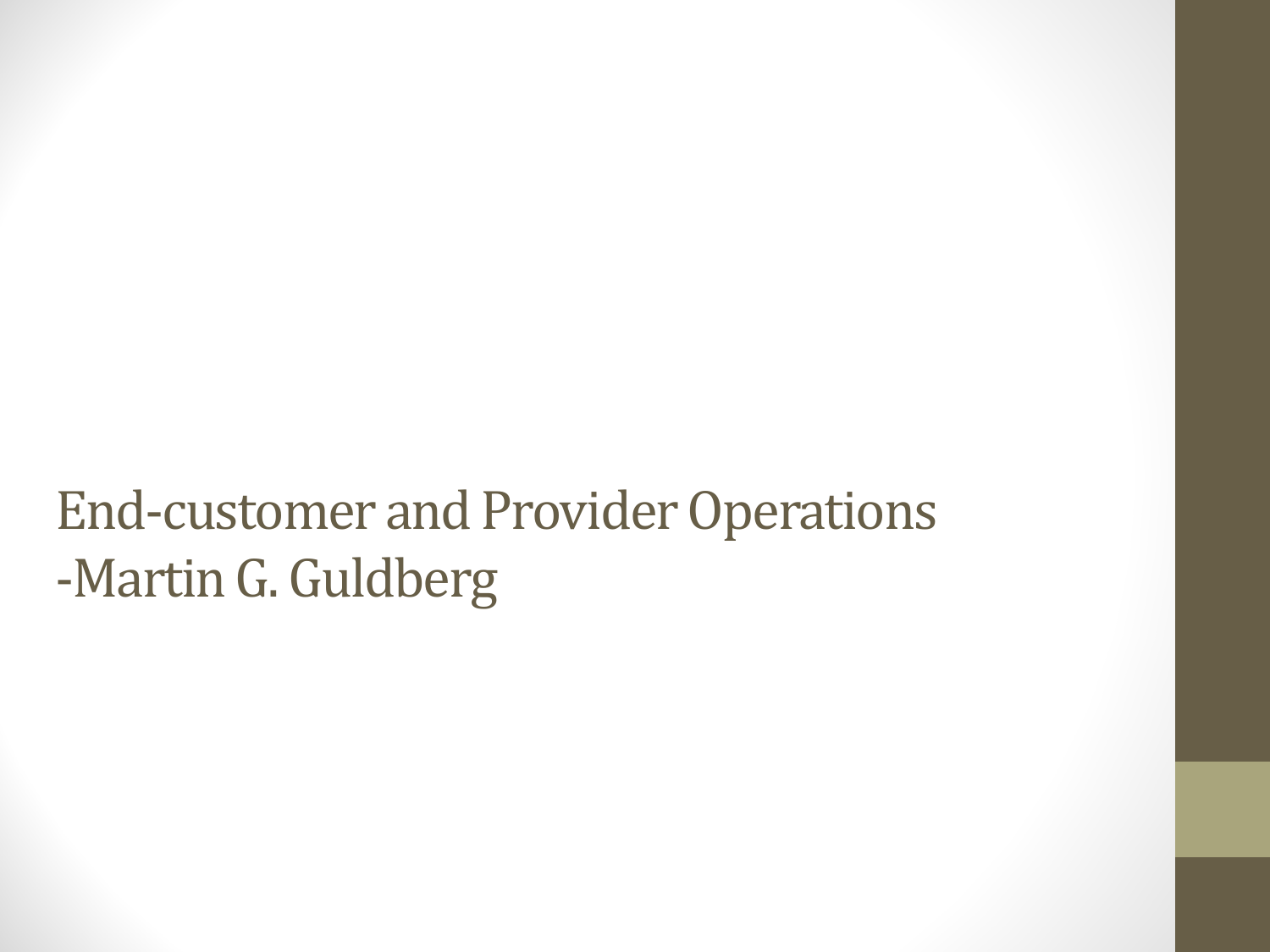# End-customer and Provider Operations
-Martin G. Guldberg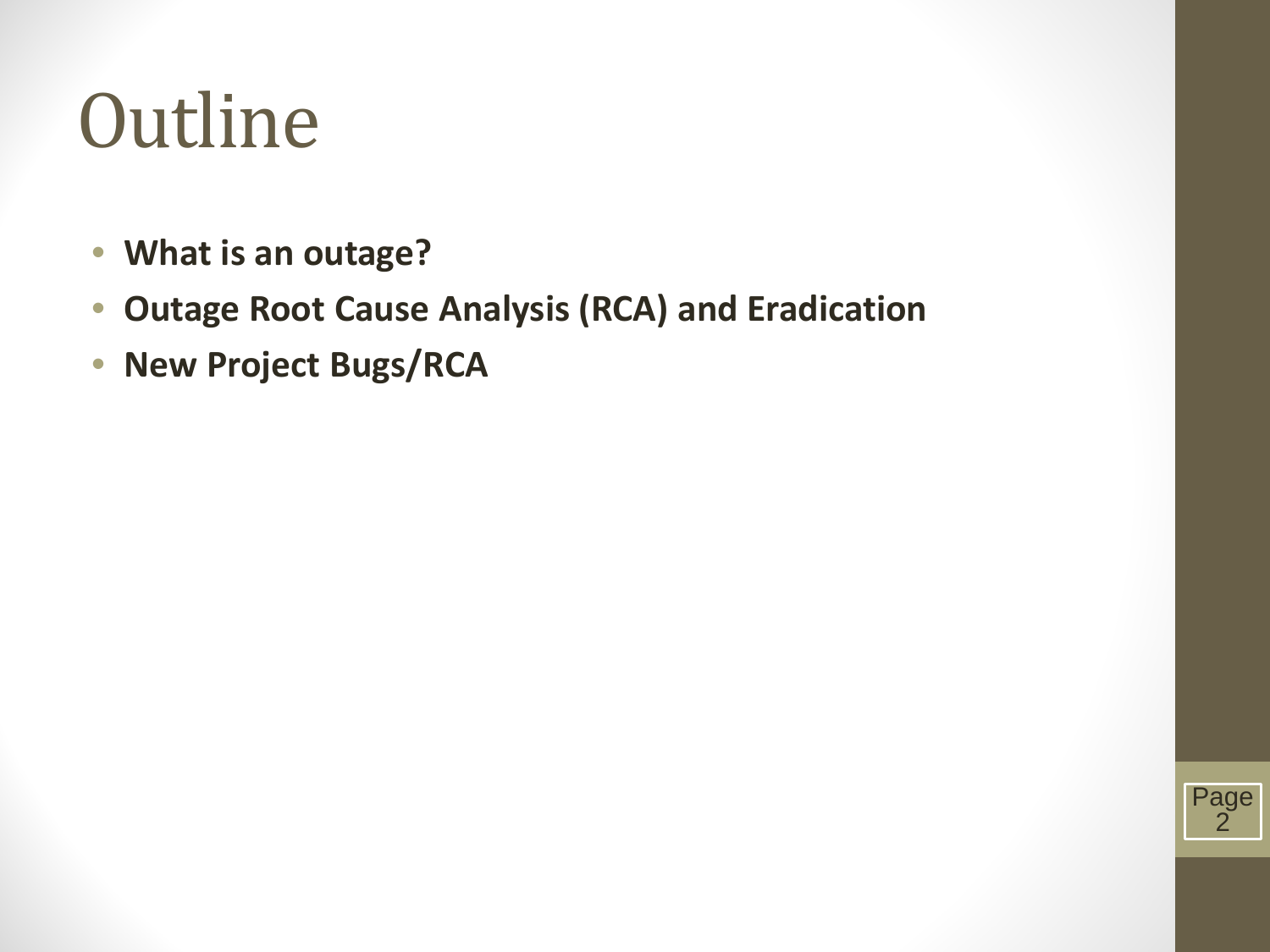# Outline

- **What is an outage?**
- **Outage Root Cause Analysis (RCA) and Eradication**
- **New Project Bugs/RCA**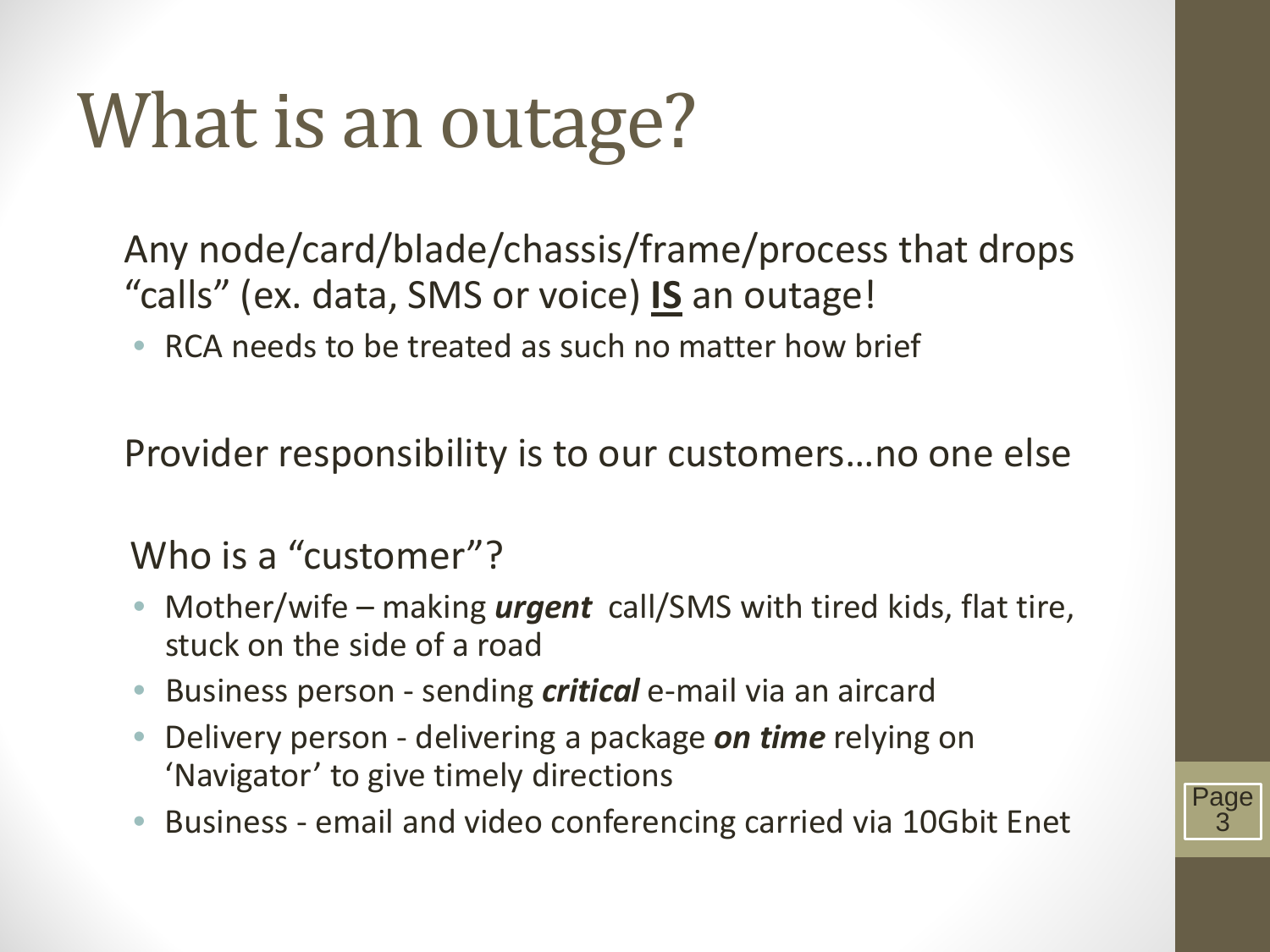# What is an outage?

Any node/card/blade/chassis/frame/process that drops "calls" (ex. data, SMS or voice) **<u>IS</u>** an outage!

- RCA needs to be treated as such no matter how brief

Provider responsibility is to our customers…no one else

Who is a "customer"?

- Mother/wife – making ***urgent*** call/SMS with tired kids, flat tire, stuck on the side of a road
- Business person - sending ***critical*** e-mail via an aircard
- Delivery person - delivering a package ***on time*** relying on 'Navigator' to give timely directions
- Business - email and video conferencing carried via 10Gbit Enet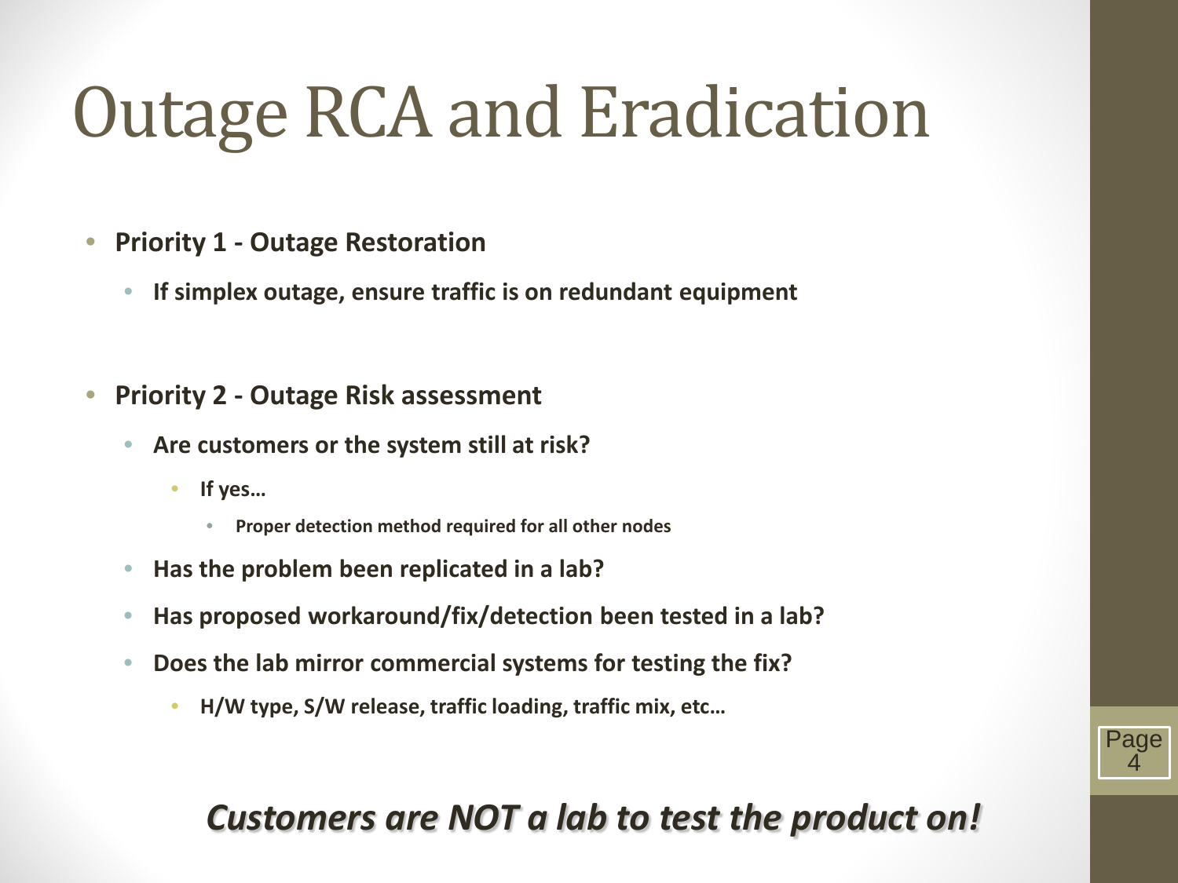# Outage RCA and Eradication

- **Priority 1 - Outage Restoration**
  - **If simplex outage, ensure traffic is on redundant equipment**

- **Priority 2 - Outage Risk assessment**
  - **Are customers or the system still at risk?**
    - **If yes…**
      - **Proper detection method required for all other nodes**
  - **Has the problem been replicated in a lab?**
  - **Has proposed workaround/fix/detection been tested in a lab?**
  - **Does the lab mirror commercial systems for testing the fix?**
    - **H/W type, S/W release, traffic loading, traffic mix, etc…**

***Customers are NOT a lab to test the product on!***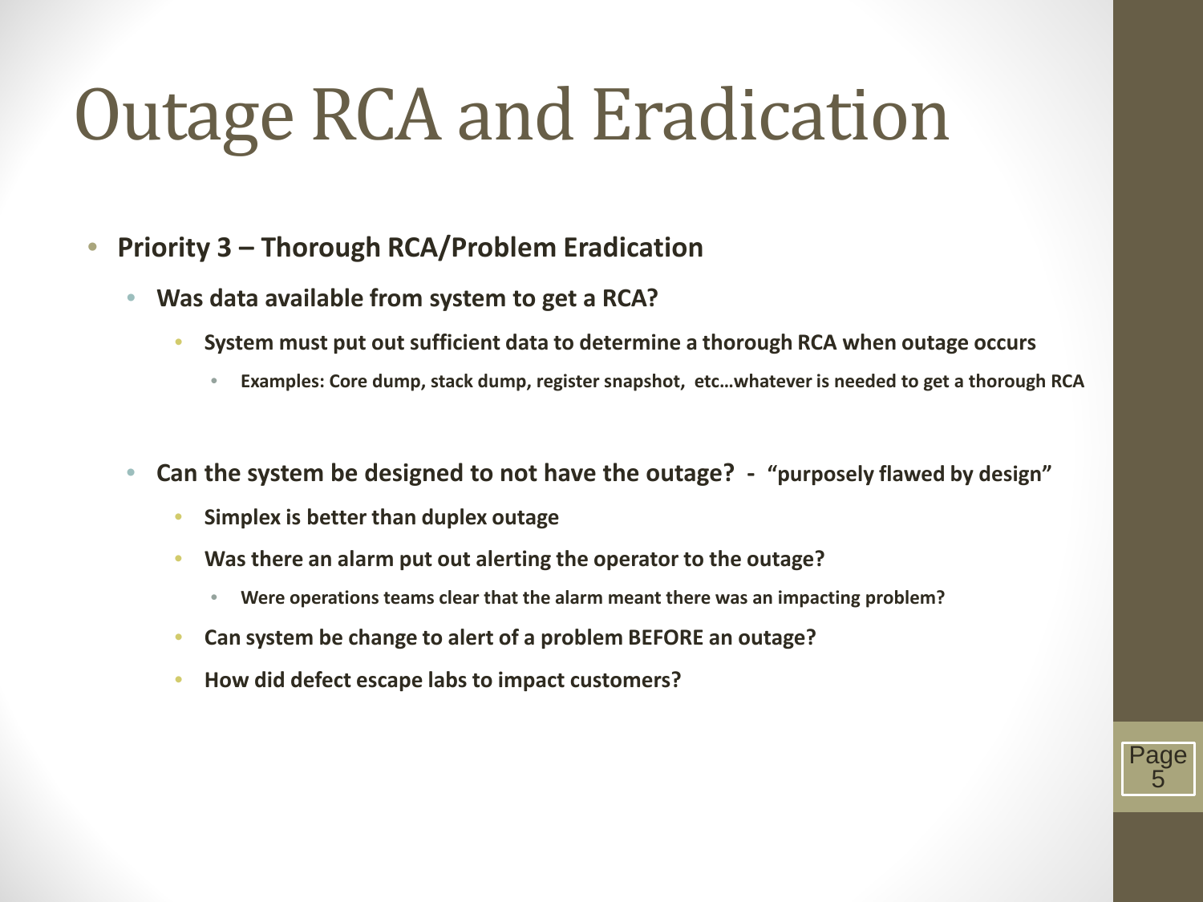# Outage RCA and Eradication

- **Priority 3 – Thorough RCA/Problem Eradication**
  - **Was data available from system to get a RCA?**
    - **System must put out sufficient data to determine a thorough RCA when outage occurs**
      - **Examples: Core dump, stack dump, register snapshot, etc…whatever is needed to get a thorough RCA**
  - **Can the system be designed to not have the outage? - "purposely flawed by design"**
    - **Simplex is better than duplex outage**
    - **Was there an alarm put out alerting the operator to the outage?**
      - **Were operations teams clear that the alarm meant there was an impacting problem?**
    - **Can system be change to alert of a problem BEFORE an outage?**
    - **How did defect escape labs to impact customers?**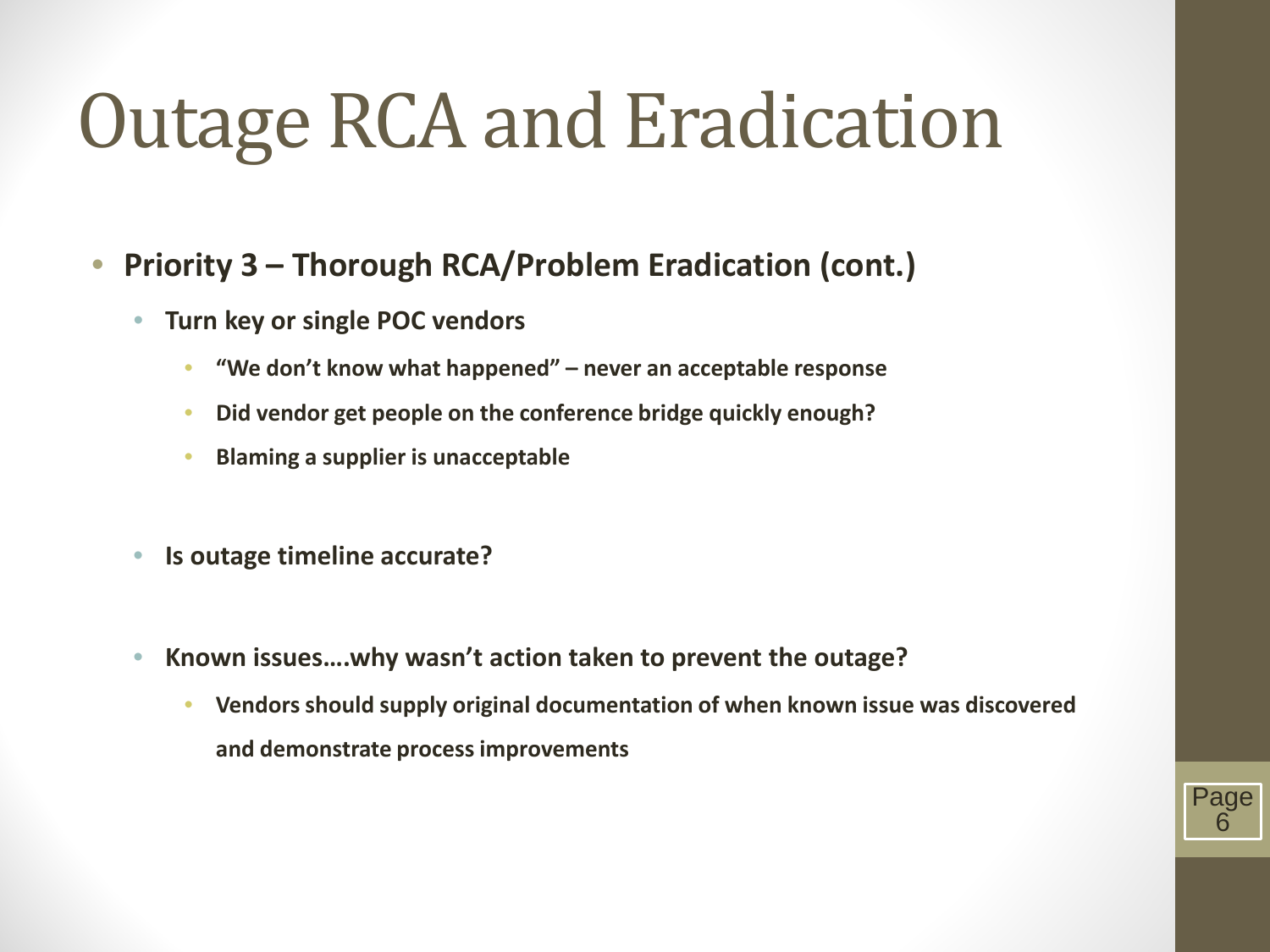# Outage RCA and Eradication

- **Priority 3 – Thorough RCA/Problem Eradication (cont.)**
  - **Turn key or single POC vendors**
    - **"We don't know what happened" – never an acceptable response**
    - **Did vendor get people on the conference bridge quickly enough?**
    - **Blaming a supplier is unacceptable**
  - **Is outage timeline accurate?**
  - **Known issues….why wasn't action taken to prevent the outage?**
    - **Vendors should supply original documentation of when known issue was discovered and demonstrate process improvements**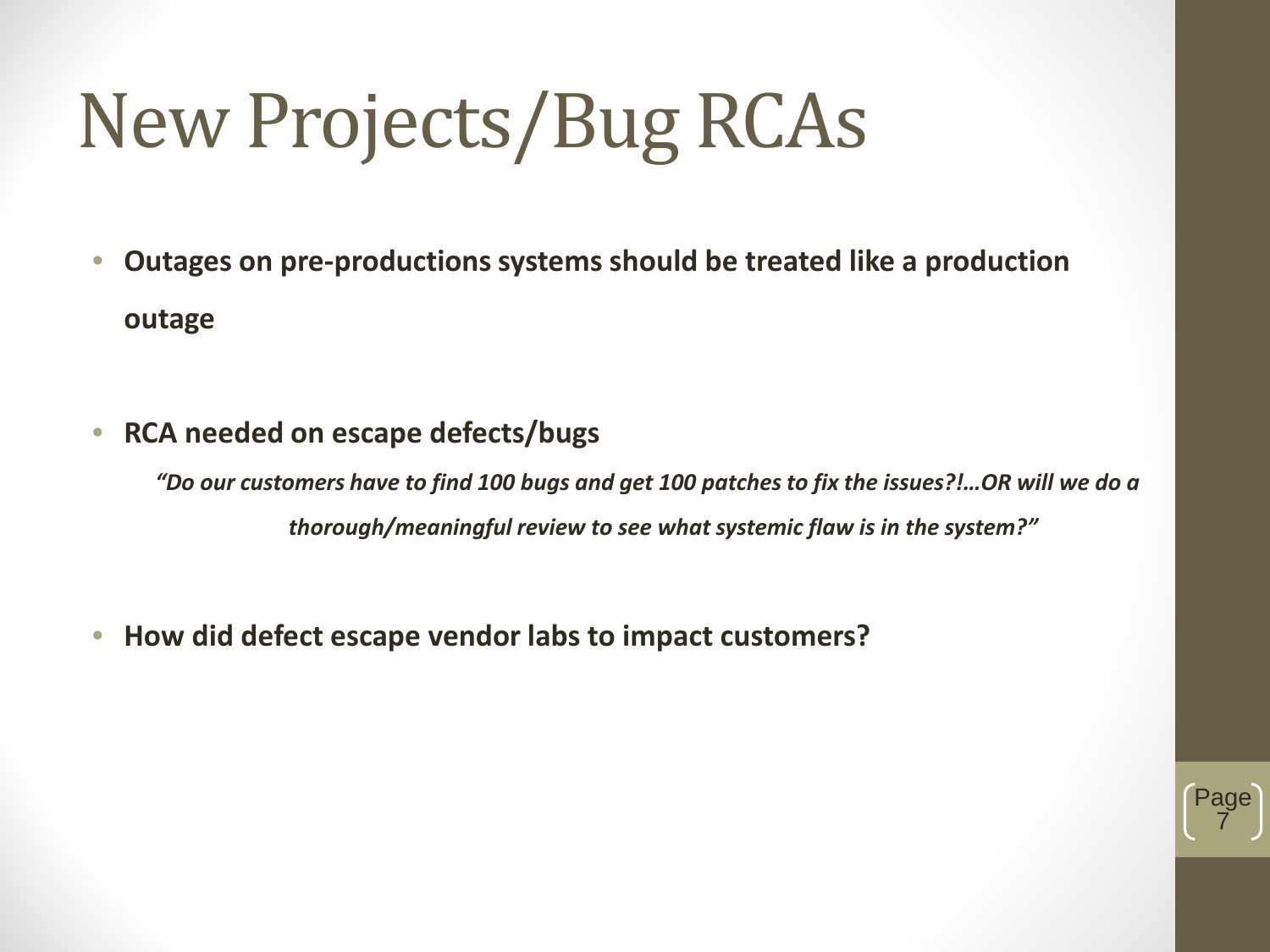# New Projects/Bug RCAs

- **Outages on pre-productions systems should be treated like a production outage**

- **RCA needed on escape defects/bugs**

  ***"Do our customers have to find 100 bugs and get 100 patches to fix the issues?!…OR will we do a thorough/meaningful review to see what systemic flaw is in the system?"***

- **How did defect escape vendor labs to impact customers?**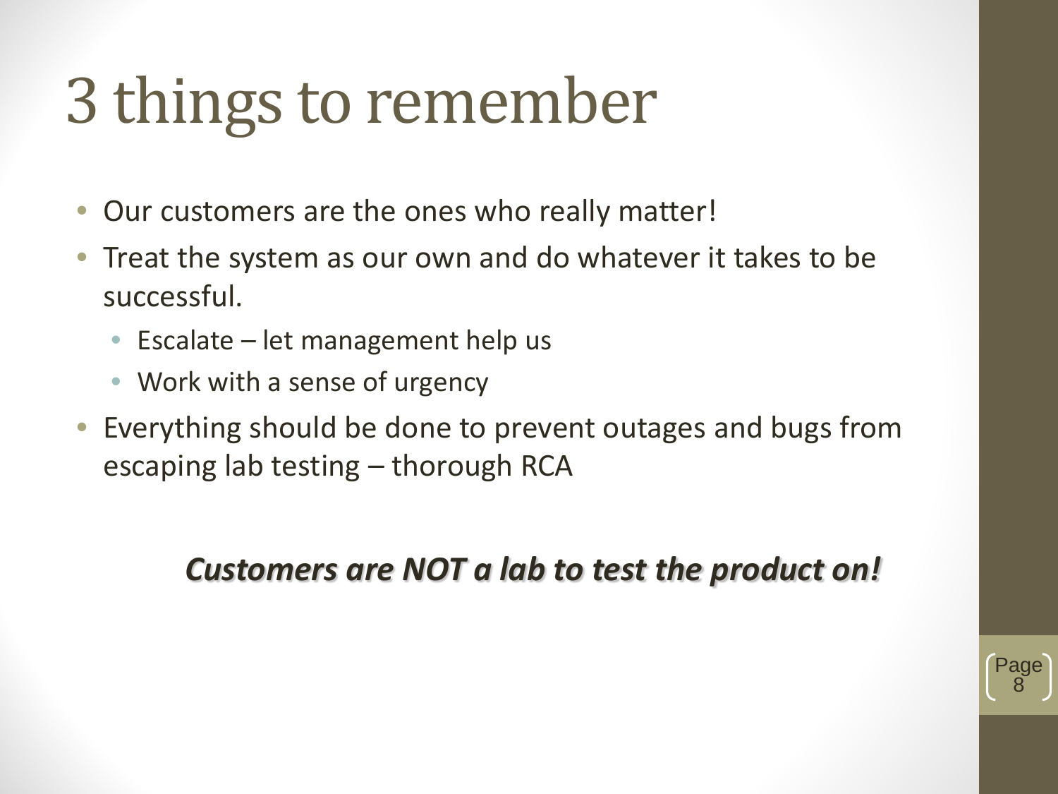# 3 things to remember

- Our customers are the ones who really matter!
- Treat the system as our own and do whatever it takes to be successful.
  - Escalate – let management help us
  - Work with a sense of urgency
- Everything should be done to prevent outages and bugs from escaping lab testing – thorough RCA

***Customers are NOT a lab to test the product on!***